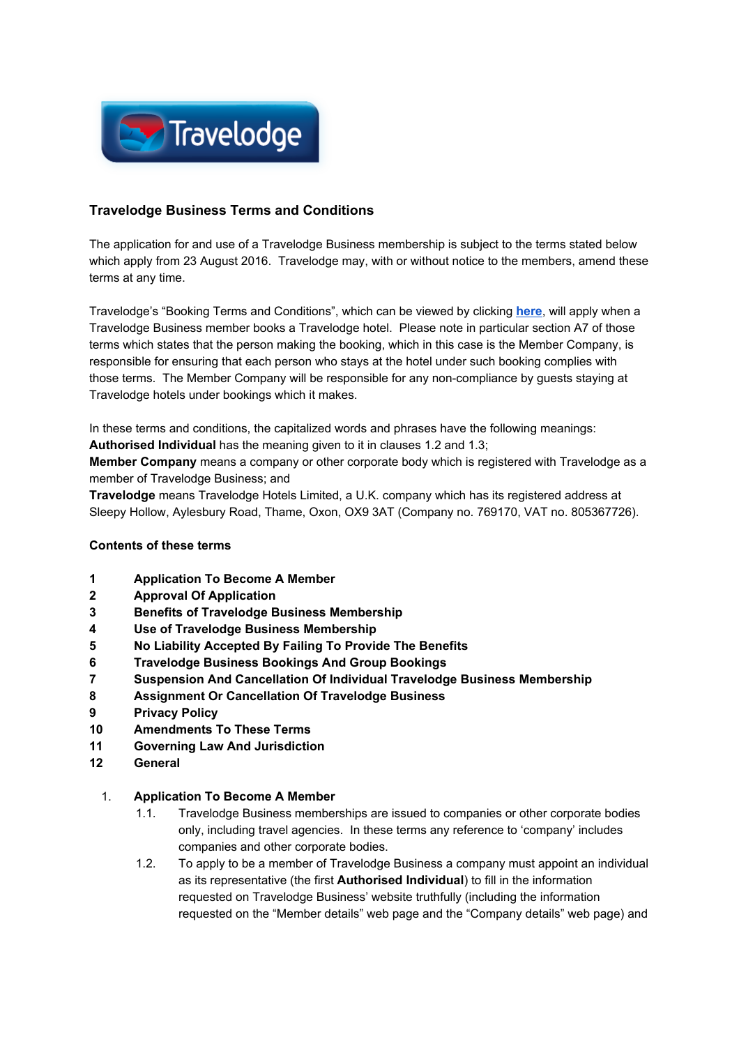## Travelodge Business Terms and Conditions

The application for and use of a Travelodge Business membership is subject to the terms stated below which apply from 23 August 2016. Travelodge may, with or without notice to the members, amend these terms at any time.

Travelodge's "Booking Terms and Conditions", which can be viewed by clicking **here**, will apply when a Travelodge Business member books a Travelodge hotel. Please note in particular section A7 of those terms which states that the person making the booking, which in this case is the Member Company, is responsible for ensuring that each person who stays at the hotel under such booking complies with those terms. The Member Company will be responsible for any non-compliance by guests staying at Travelodge hotels under bookings which it makes.

In these terms and conditions, the capitalized words and phrases have the following meanings:
**Authorised Individual** has the meaning given to it in clauses 1.2 and 1.3;
**Member Company** means a company or other corporate body which is registered with Travelodge as a member of Travelodge Business; and
**Travelodge** means Travelodge Hotels Limited, a U.K. company which has its registered address at Sleepy Hollow, Aylesbury Road, Thame, Oxon, OX9 3AT (Company no. 769170, VAT no. 805367726).

**Contents of these terms**

1. **Application To Become A Member**
2. **Approval Of Application**
3. **Benefits of Travelodge Business Membership**
4. **Use of Travelodge Business Membership**
5. **No Liability Accepted By Failing To Provide The Benefits**
6. **Travelodge Business Bookings And Group Bookings**
7. **Suspension And Cancellation Of Individual Travelodge Business Membership**
8. **Assignment Or Cancellation Of Travelodge Business**
9. **Privacy Policy**
10. **Amendments To These Terms**
11. **Governing Law And Jurisdiction**
12. **General**

1. **Application To Become A Member**
   - 1.1. Travelodge Business memberships are issued to companies or other corporate bodies only, including travel agencies. In these terms any reference to 'company' includes companies and other corporate bodies.
   - 1.2. To apply to be a member of Travelodge Business a company must appoint an individual as its representative (the first **Authorised Individual**) to fill in the information requested on Travelodge Business' website truthfully (including the information requested on the "Member details" web page and the "Company details" web page) and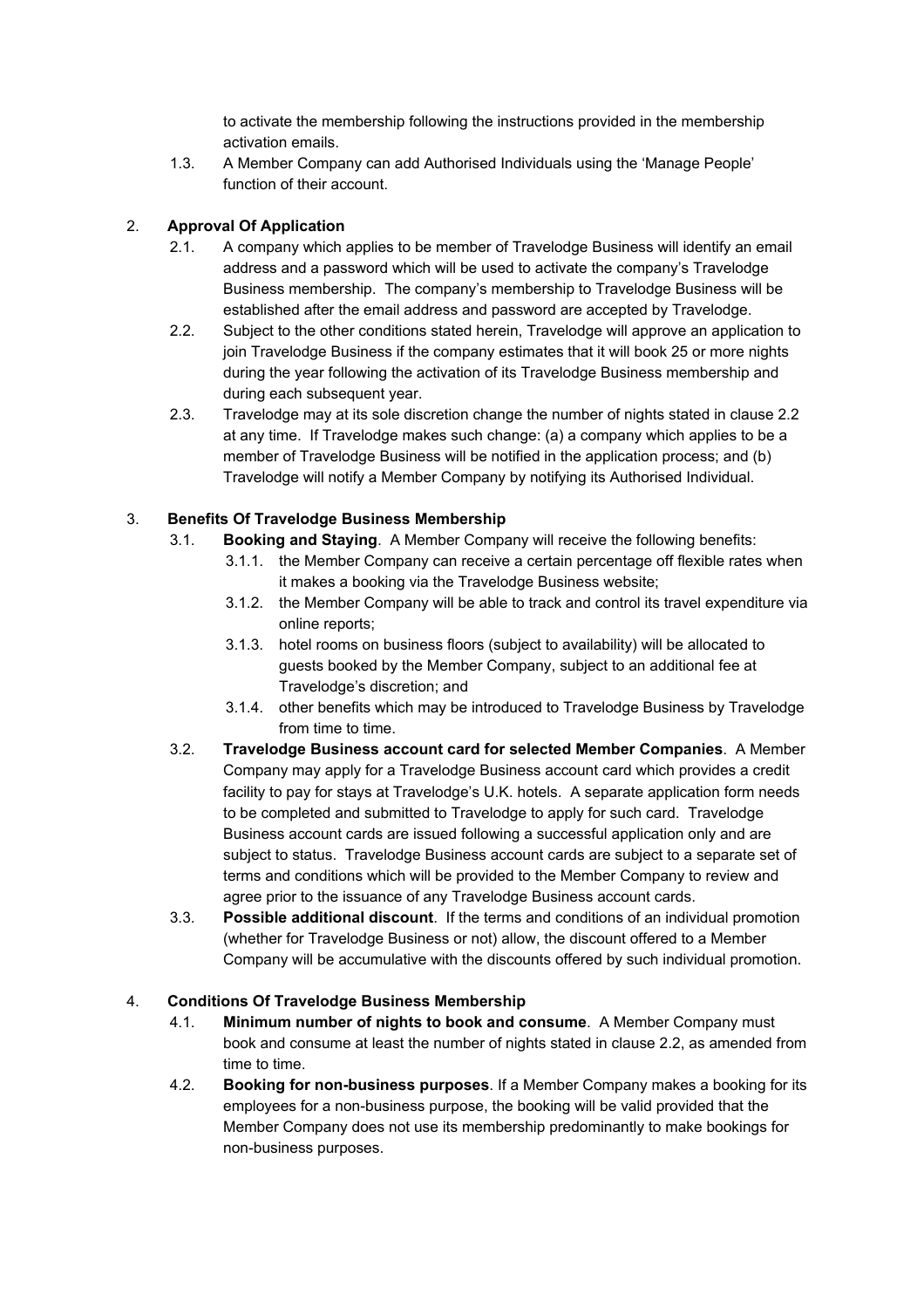to activate the membership following the instructions provided in the membership activation emails.

1.3. A Member Company can add Authorised Individuals using the 'Manage People' function of their account.

2. **Approval Of Application**

2.1. A company which applies to be member of Travelodge Business will identify an email address and a password which will be used to activate the company's Travelodge Business membership. The company's membership to Travelodge Business will be established after the email address and password are accepted by Travelodge.

2.2. Subject to the other conditions stated herein, Travelodge will approve an application to join Travelodge Business if the company estimates that it will book 25 or more nights during the year following the activation of its Travelodge Business membership and during each subsequent year.

2.3. Travelodge may at its sole discretion change the number of nights stated in clause 2.2 at any time. If Travelodge makes such change: (a) a company which applies to be a member of Travelodge Business will be notified in the application process; and (b) Travelodge will notify a Member Company by notifying its Authorised Individual.

3. **Benefits Of Travelodge Business Membership**

3.1. **Booking and Staying**. A Member Company will receive the following benefits:

3.1.1. the Member Company can receive a certain percentage off flexible rates when it makes a booking via the Travelodge Business website;

3.1.2. the Member Company will be able to track and control its travel expenditure via online reports;

3.1.3. hotel rooms on business floors (subject to availability) will be allocated to guests booked by the Member Company, subject to an additional fee at Travelodge's discretion; and

3.1.4. other benefits which may be introduced to Travelodge Business by Travelodge from time to time.

3.2. **Travelodge Business account card for selected Member Companies**. A Member Company may apply for a Travelodge Business account card which provides a credit facility to pay for stays at Travelodge's U.K. hotels. A separate application form needs to be completed and submitted to Travelodge to apply for such card. Travelodge Business account cards are issued following a successful application only and are subject to status. Travelodge Business account cards are subject to a separate set of terms and conditions which will be provided to the Member Company to review and agree prior to the issuance of any Travelodge Business account cards.

3.3. **Possible additional discount**. If the terms and conditions of an individual promotion (whether for Travelodge Business or not) allow, the discount offered to a Member Company will be accumulative with the discounts offered by such individual promotion.

4. **Conditions Of Travelodge Business Membership**

4.1. **Minimum number of nights to book and consume**. A Member Company must book and consume at least the number of nights stated in clause 2.2, as amended from time to time.

4.2. **Booking for non-business purposes**. If a Member Company makes a booking for its employees for a non-business purpose, the booking will be valid provided that the Member Company does not use its membership predominantly to make bookings for non-business purposes.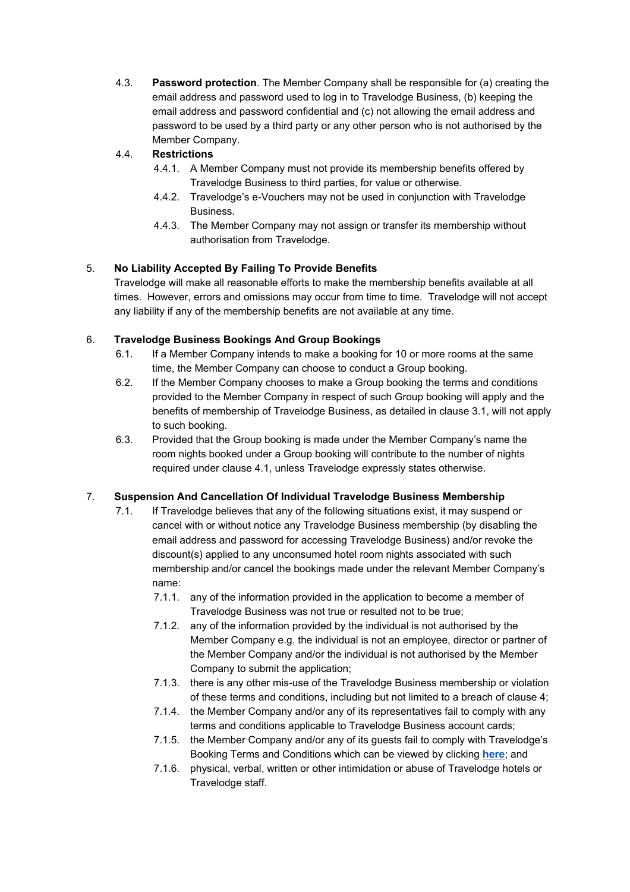4.3. **Password protection**. The Member Company shall be responsible for (a) creating the email address and password used to log in to Travelodge Business, (b) keeping the email address and password confidential and (c) not allowing the email address and password to be used by a third party or any other person who is not authorised by the Member Company.

4.4. **Restrictions**

4.4.1. A Member Company must not provide its membership benefits offered by Travelodge Business to third parties, for value or otherwise.

4.4.2. Travelodge's e-Vouchers may not be used in conjunction with Travelodge Business.

4.4.3. The Member Company may not assign or transfer its membership without authorisation from Travelodge.

## 5. No Liability Accepted By Failing To Provide Benefits

Travelodge will make all reasonable efforts to make the membership benefits available at all times. However, errors and omissions may occur from time to time. Travelodge will not accept any liability if any of the membership benefits are not available at any time.

## 6. Travelodge Business Bookings And Group Bookings

6.1. If a Member Company intends to make a booking for 10 or more rooms at the same time, the Member Company can choose to conduct a Group booking.

6.2. If the Member Company chooses to make a Group booking the terms and conditions provided to the Member Company in respect of such Group booking will apply and the benefits of membership of Travelodge Business, as detailed in clause 3.1, will not apply to such booking.

6.3. Provided that the Group booking is made under the Member Company's name the room nights booked under a Group booking will contribute to the number of nights required under clause 4.1, unless Travelodge expressly states otherwise.

## 7. Suspension And Cancellation Of Individual Travelodge Business Membership

7.1. If Travelodge believes that any of the following situations exist, it may suspend or cancel with or without notice any Travelodge Business membership (by disabling the email address and password for accessing Travelodge Business) and/or revoke the discount(s) applied to any unconsumed hotel room nights associated with such membership and/or cancel the bookings made under the relevant Member Company's name:

7.1.1. any of the information provided in the application to become a member of Travelodge Business was not true or resulted not to be true;

7.1.2. any of the information provided by the individual is not authorised by the Member Company e.g. the individual is not an employee, director or partner of the Member Company and/or the individual is not authorised by the Member Company to submit the application;

7.1.3. there is any other mis-use of the Travelodge Business membership or violation of these terms and conditions, including but not limited to a breach of clause 4;

7.1.4. the Member Company and/or any of its representatives fail to comply with any terms and conditions applicable to Travelodge Business account cards;

7.1.5. the Member Company and/or any of its guests fail to comply with Travelodge's Booking Terms and Conditions which can be viewed by clicking **here**; and

7.1.6. physical, verbal, written or other intimidation or abuse of Travelodge hotels or Travelodge staff.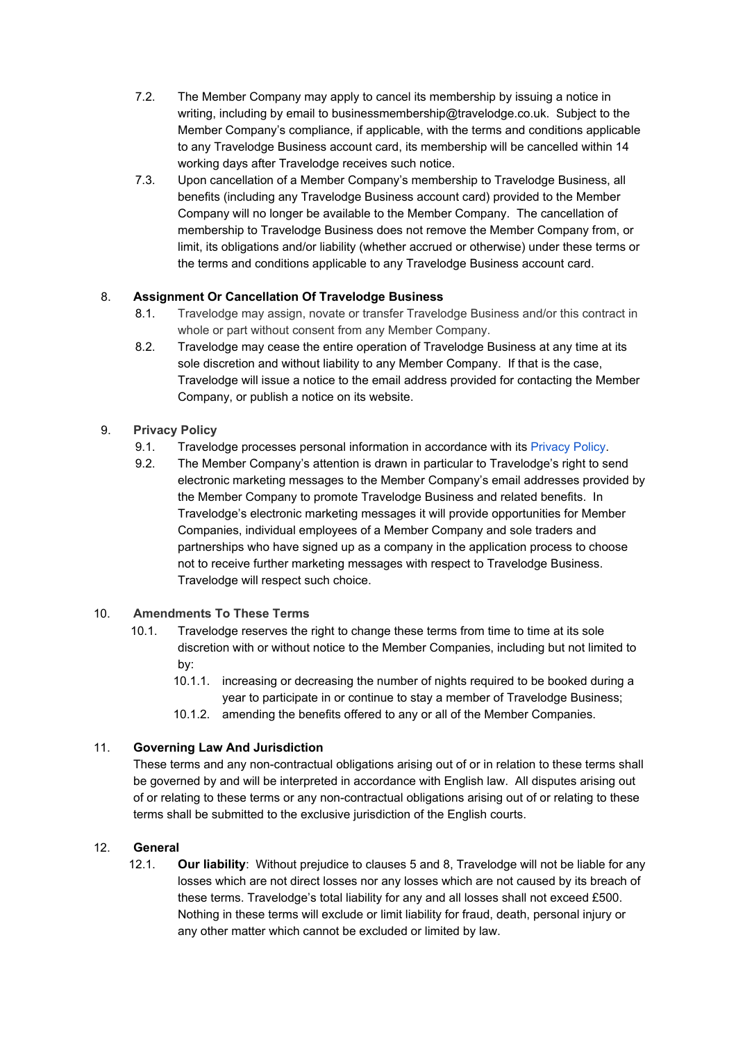7.2. The Member Company may apply to cancel its membership by issuing a notice in writing, including by email to businessmembership@travelodge.co.uk. Subject to the Member Company's compliance, if applicable, with the terms and conditions applicable to any Travelodge Business account card, its membership will be cancelled within 14 working days after Travelodge receives such notice.

7.3. Upon cancellation of a Member Company's membership to Travelodge Business, all benefits (including any Travelodge Business account card) provided to the Member Company will no longer be available to the Member Company. The cancellation of membership to Travelodge Business does not remove the Member Company from, or limit, its obligations and/or liability (whether accrued or otherwise) under these terms or the terms and conditions applicable to any Travelodge Business account card.

## 8. Assignment Or Cancellation Of Travelodge Business

8.1. Travelodge may assign, novate or transfer Travelodge Business and/or this contract in whole or part without consent from any Member Company.

8.2. Travelodge may cease the entire operation of Travelodge Business at any time at its sole discretion and without liability to any Member Company. If that is the case, Travelodge will issue a notice to the email address provided for contacting the Member Company, or publish a notice on its website.

## 9. Privacy Policy

9.1. Travelodge processes personal information in accordance with its Privacy Policy.

9.2. The Member Company's attention is drawn in particular to Travelodge's right to send electronic marketing messages to the Member Company's email addresses provided by the Member Company to promote Travelodge Business and related benefits. In Travelodge's electronic marketing messages it will provide opportunities for Member Companies, individual employees of a Member Company and sole traders and partnerships who have signed up as a company in the application process to choose not to receive further marketing messages with respect to Travelodge Business. Travelodge will respect such choice.

## 10. Amendments To These Terms

10.1. Travelodge reserves the right to change these terms from time to time at its sole discretion with or without notice to the Member Companies, including but not limited to by:

- 10.1.1. increasing or decreasing the number of nights required to be booked during a year to participate in or continue to stay a member of Travelodge Business;
- 10.1.2. amending the benefits offered to any or all of the Member Companies.

## 11. Governing Law And Jurisdiction

These terms and any non-contractual obligations arising out of or in relation to these terms shall be governed by and will be interpreted in accordance with English law. All disputes arising out of or relating to these terms or any non-contractual obligations arising out of or relating to these terms shall be submitted to the exclusive jurisdiction of the English courts.

## 12. General

12.1. **Our liability**: Without prejudice to clauses 5 and 8, Travelodge will not be liable for any losses which are not direct losses nor any losses which are not caused by its breach of these terms. Travelodge's total liability for any and all losses shall not exceed £500. Nothing in these terms will exclude or limit liability for fraud, death, personal injury or any other matter which cannot be excluded or limited by law.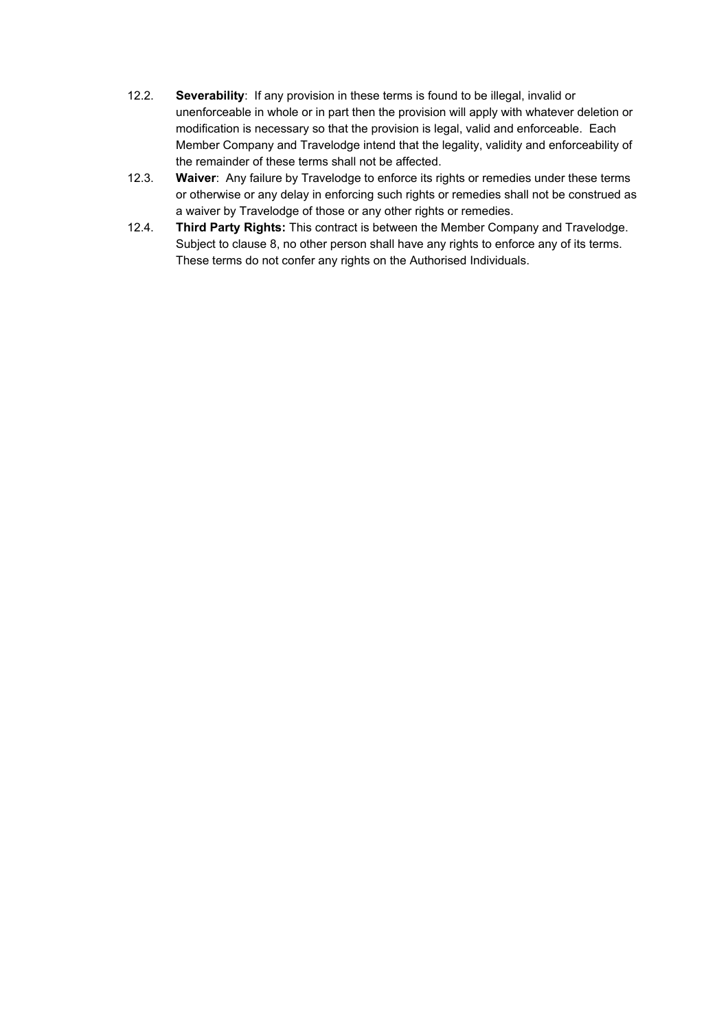12.2. **Severability**: If any provision in these terms is found to be illegal, invalid or unenforceable in whole or in part then the provision will apply with whatever deletion or modification is necessary so that the provision is legal, valid and enforceable. Each Member Company and Travelodge intend that the legality, validity and enforceability of the remainder of these terms shall not be affected.

12.3. **Waiver**: Any failure by Travelodge to enforce its rights or remedies under these terms or otherwise or any delay in enforcing such rights or remedies shall not be construed as a waiver by Travelodge of those or any other rights or remedies.

12.4. **Third Party Rights:** This contract is between the Member Company and Travelodge. Subject to clause 8, no other person shall have any rights to enforce any of its terms. These terms do not confer any rights on the Authorised Individuals.